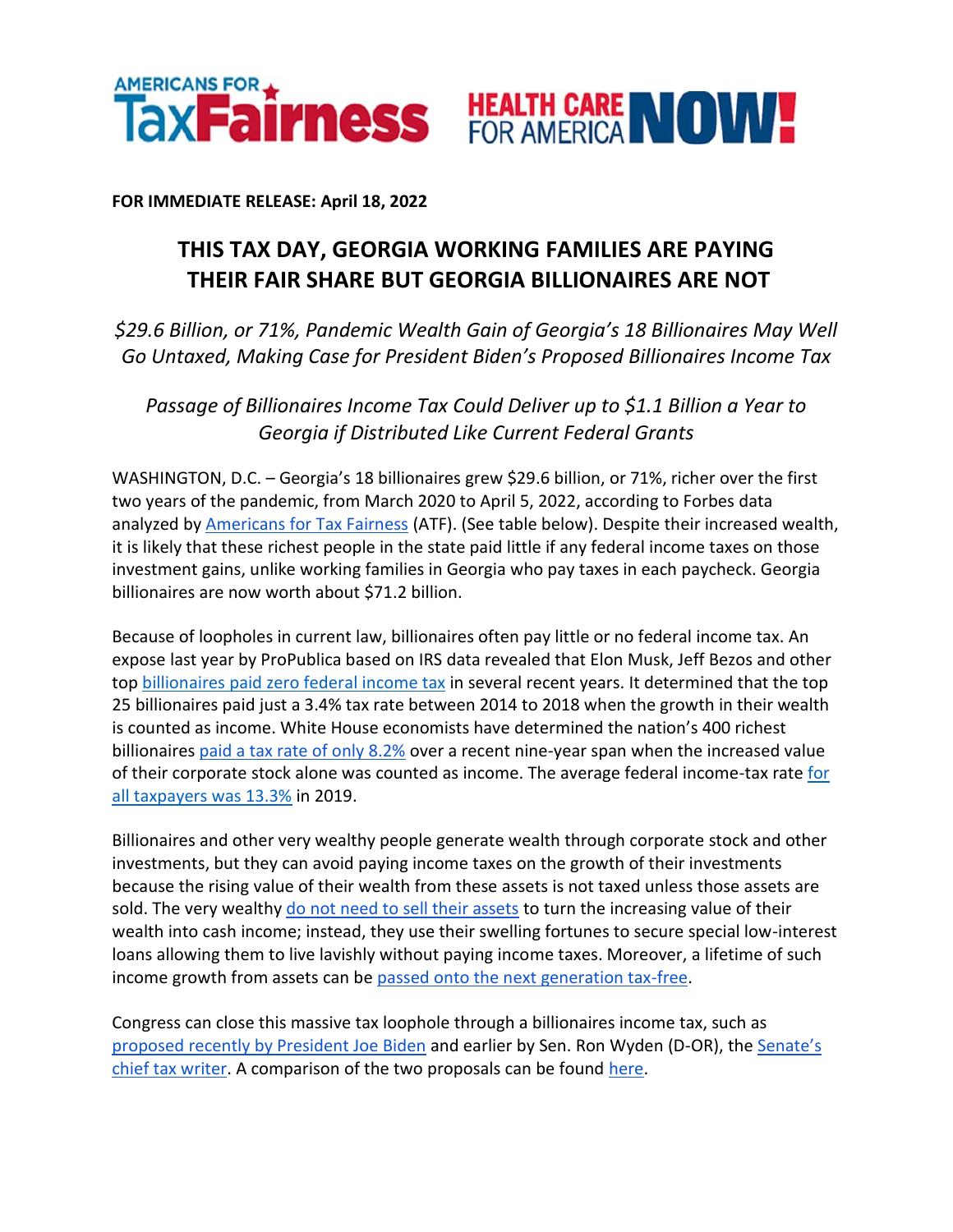**FOR IMMEDIATE RELEASE: April 18, 2022**

# THIS TAX DAY, GEORGIA WORKING FAMILIES ARE PAYING THEIR FAIR SHARE BUT GEORGIA BILLIONAIRES ARE NOT

*$29.6 Billion, or 71%, Pandemic Wealth Gain of Georgia's 18 Billionaires May Well Go Untaxed, Making Case for President Biden's Proposed Billionaires Income Tax*

*Passage of Billionaires Income Tax Could Deliver up to $1.1 Billion a Year to Georgia if Distributed Like Current Federal Grants*

WASHINGTON, D.C. – Georgia's 18 billionaires grew $29.6 billion, or 71%, richer over the first two years of the pandemic, from March 2020 to April 5, 2022, according to Forbes data analyzed by Americans for Tax Fairness (ATF). (See table below). Despite their increased wealth, it is likely that these richest people in the state paid little if any federal income taxes on those investment gains, unlike working families in Georgia who pay taxes in each paycheck. Georgia billionaires are now worth about $71.2 billion.

Because of loopholes in current law, billionaires often pay little or no federal income tax. An expose last year by ProPublica based on IRS data revealed that Elon Musk, Jeff Bezos and other top billionaires paid zero federal income tax in several recent years. It determined that the top 25 billionaires paid just a 3.4% tax rate between 2014 to 2018 when the growth in their wealth is counted as income. White House economists have determined the nation's 400 richest billionaires paid a tax rate of only 8.2% over a recent nine-year span when the increased value of their corporate stock alone was counted as income. The average federal income-tax rate for all taxpayers was 13.3% in 2019.

Billionaires and other very wealthy people generate wealth through corporate stock and other investments, but they can avoid paying income taxes on the growth of their investments because the rising value of their wealth from these assets is not taxed unless those assets are sold. The very wealthy do not need to sell their assets to turn the increasing value of their wealth into cash income; instead, they use their swelling fortunes to secure special low-interest loans allowing them to live lavishly without paying income taxes. Moreover, a lifetime of such income growth from assets can be passed onto the next generation tax-free.

Congress can close this massive tax loophole through a billionaires income tax, such as proposed recently by President Joe Biden and earlier by Sen. Ron Wyden (D-OR), the Senate's chief tax writer. A comparison of the two proposals can be found here.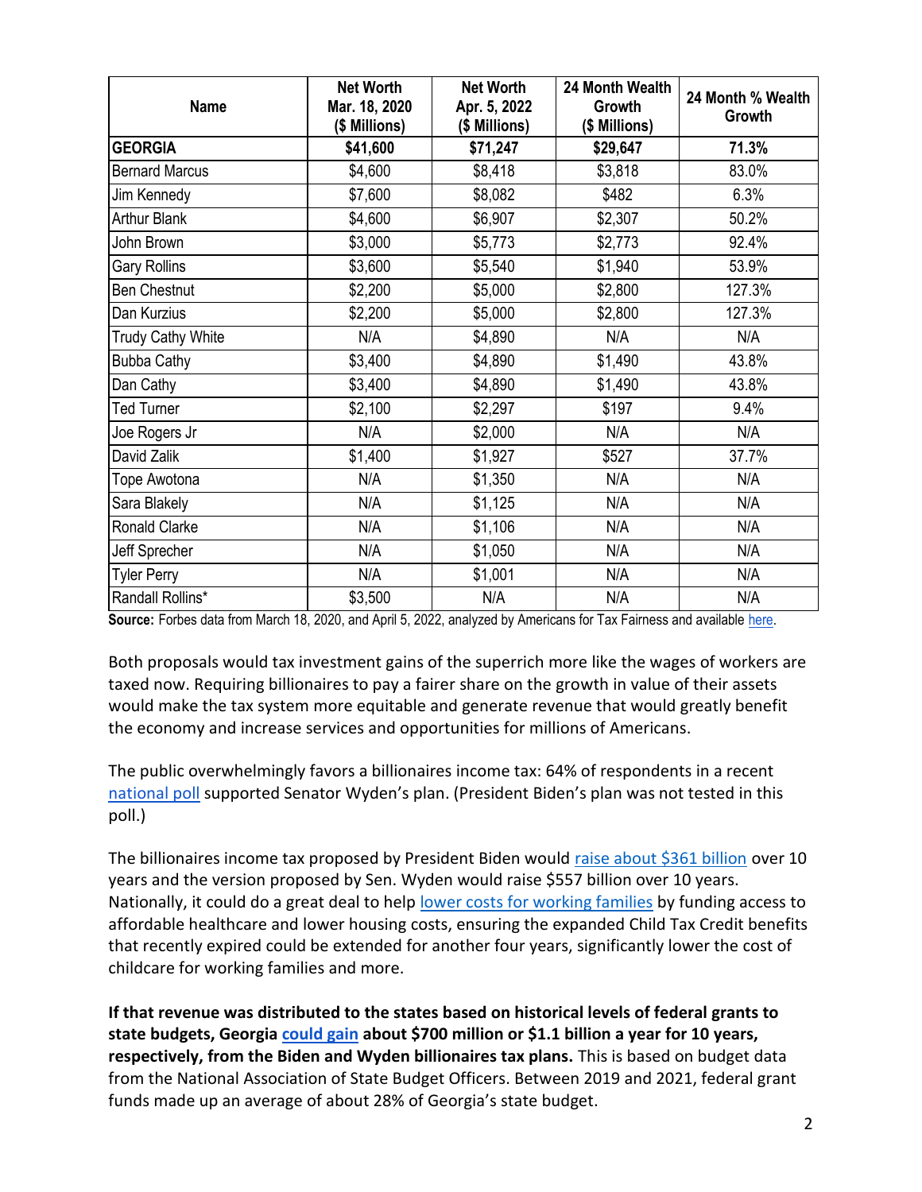| Name | Net Worth Mar. 18, 2020 ($ Millions) | Net Worth Apr. 5, 2022 ($ Millions) | 24 Month Wealth Growth ($ Millions) | 24 Month % Wealth Growth |
|---|---|---|---|---|
| **GEORGIA** | **$41,600** | **$71,247** | **$29,647** | **71.3%** |
| Bernard Marcus | $4,600 | $8,418 | $3,818 | 83.0% |
| Jim Kennedy | $7,600 | $8,082 | $482 | 6.3% |
| Arthur Blank | $4,600 | $6,907 | $2,307 | 50.2% |
| John Brown | $3,000 | $5,773 | $2,773 | 92.4% |
| Gary Rollins | $3,600 | $5,540 | $1,940 | 53.9% |
| Ben Chestnut | $2,200 | $5,000 | $2,800 | 127.3% |
| Dan Kurzius | $2,200 | $5,000 | $2,800 | 127.3% |
| Trudy Cathy White | N/A | $4,890 | N/A | N/A |
| Bubba Cathy | $3,400 | $4,890 | $1,490 | 43.8% |
| Dan Cathy | $3,400 | $4,890 | $1,490 | 43.8% |
| Ted Turner | $2,100 | $2,297 | $197 | 9.4% |
| Joe Rogers Jr | N/A | $2,000 | N/A | N/A |
| David Zalik | $1,400 | $1,927 | $527 | 37.7% |
| Tope Awotona | N/A | $1,350 | N/A | N/A |
| Sara Blakely | N/A | $1,125 | N/A | N/A |
| Ronald Clarke | N/A | $1,106 | N/A | N/A |
| Jeff Sprecher | N/A | $1,050 | N/A | N/A |
| Tyler Perry | N/A | $1,001 | N/A | N/A |
| Randall Rollins* | $3,500 | N/A | N/A | N/A |

**Source:** Forbes data from March 18, 2020, and April 5, 2022, analyzed by Americans for Tax Fairness and available here.

Both proposals would tax investment gains of the superrich more like the wages of workers are taxed now. Requiring billionaires to pay a fairer share on the growth in value of their assets would make the tax system more equitable and generate revenue that would greatly benefit the economy and increase services and opportunities for millions of Americans.

The public overwhelmingly favors a billionaires income tax: 64% of respondents in a recent national poll supported Senator Wyden's plan. (President Biden's plan was not tested in this poll.)

The billionaires income tax proposed by President Biden would raise about $361 billion over 10 years and the version proposed by Sen. Wyden would raise $557 billion over 10 years. Nationally, it could do a great deal to help lower costs for working families by funding access to affordable healthcare and lower housing costs, ensuring the expanded Child Tax Credit benefits that recently expired could be extended for another four years, significantly lower the cost of childcare for working families and more.

**If that revenue was distributed to the states based on historical levels of federal grants to state budgets, Georgia could gain about $700 million or $1.1 billion a year for 10 years, respectively, from the Biden and Wyden billionaires tax plans.** This is based on budget data from the National Association of State Budget Officers. Between 2019 and 2021, federal grant funds made up an average of about 28% of Georgia's state budget.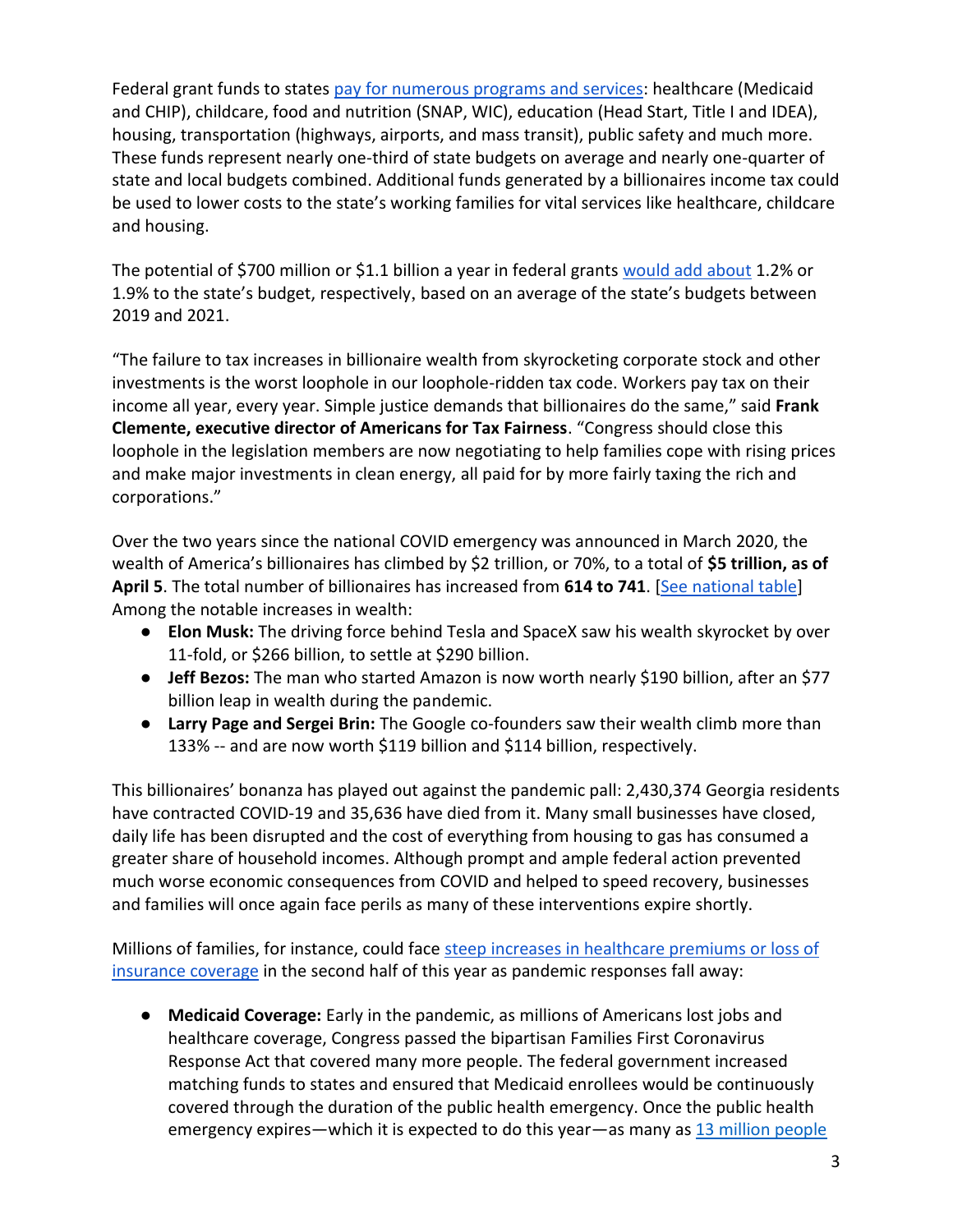Federal grant funds to states pay for numerous programs and services: healthcare (Medicaid and CHIP), childcare, food and nutrition (SNAP, WIC), education (Head Start, Title I and IDEA), housing, transportation (highways, airports, and mass transit), public safety and much more. These funds represent nearly one-third of state budgets on average and nearly one-quarter of state and local budgets combined. Additional funds generated by a billionaires income tax could be used to lower costs to the state's working families for vital services like healthcare, childcare and housing.

The potential of $700 million or $1.1 billion a year in federal grants would add about 1.2% or 1.9% to the state's budget, respectively, based on an average of the state's budgets between 2019 and 2021.

"The failure to tax increases in billionaire wealth from skyrocketing corporate stock and other investments is the worst loophole in our loophole-ridden tax code. Workers pay tax on their income all year, every year. Simple justice demands that billionaires do the same," said **Frank Clemente, executive director of Americans for Tax Fairness**. "Congress should close this loophole in the legislation members are now negotiating to help families cope with rising prices and make major investments in clean energy, all paid for by more fairly taxing the rich and corporations."

Over the two years since the national COVID emergency was announced in March 2020, the wealth of America's billionaires has climbed by $2 trillion, or 70%, to a total of **$5 trillion, as of April 5**. The total number of billionaires has increased from **614 to 741**. [See national table] Among the notable increases in wealth:

- **Elon Musk:** The driving force behind Tesla and SpaceX saw his wealth skyrocket by over 11-fold, or $266 billion, to settle at $290 billion.
- **Jeff Bezos:** The man who started Amazon is now worth nearly $190 billion, after an $77 billion leap in wealth during the pandemic.
- **Larry Page and Sergei Brin:** The Google co-founders saw their wealth climb more than 133% -- and are now worth $119 billion and $114 billion, respectively.

This billionaires' bonanza has played out against the pandemic pall: 2,430,374 Georgia residents have contracted COVID-19 and 35,636 have died from it. Many small businesses have closed, daily life has been disrupted and the cost of everything from housing to gas has consumed a greater share of household incomes. Although prompt and ample federal action prevented much worse economic consequences from COVID and helped to speed recovery, businesses and families will once again face perils as many of these interventions expire shortly.

Millions of families, for instance, could face steep increases in healthcare premiums or loss of insurance coverage in the second half of this year as pandemic responses fall away:

- **Medicaid Coverage:** Early in the pandemic, as millions of Americans lost jobs and healthcare coverage, Congress passed the bipartisan Families First Coronavirus Response Act that covered many more people. The federal government increased matching funds to states and ensured that Medicaid enrollees would be continuously covered through the duration of the public health emergency. Once the public health emergency expires—which it is expected to do this year—as many as 13 million people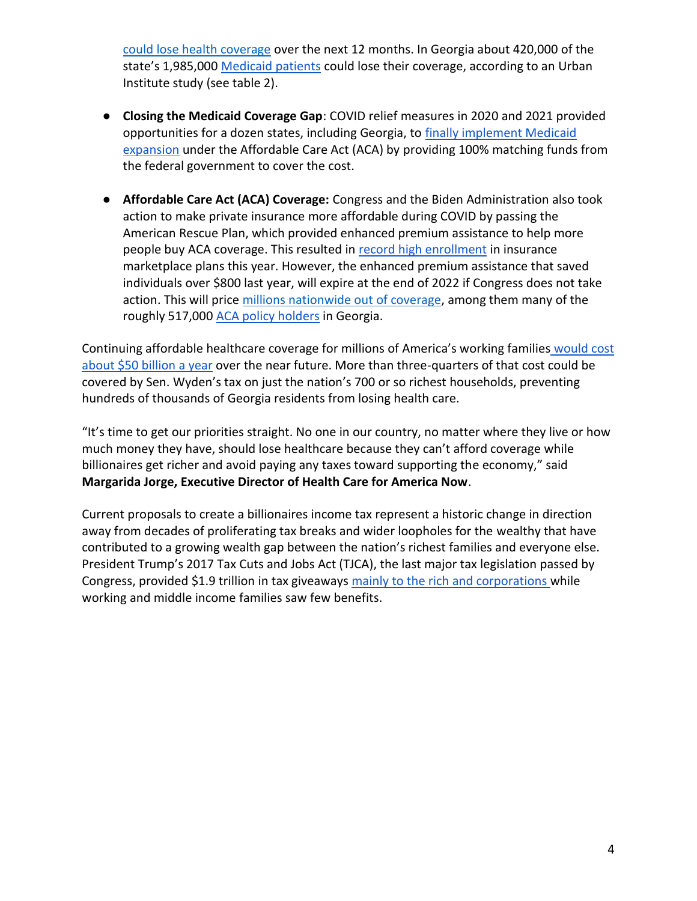could lose health coverage over the next 12 months. In Georgia about 420,000 of the state's 1,985,000 Medicaid patients could lose their coverage, according to an Urban Institute study (see table 2).

- **Closing the Medicaid Coverage Gap**: COVID relief measures in 2020 and 2021 provided opportunities for a dozen states, including Georgia, to finally implement Medicaid expansion under the Affordable Care Act (ACA) by providing 100% matching funds from the federal government to cover the cost.

- **Affordable Care Act (ACA) Coverage:** Congress and the Biden Administration also took action to make private insurance more affordable during COVID by passing the American Rescue Plan, which provided enhanced premium assistance to help more people buy ACA coverage. This resulted in record high enrollment in insurance marketplace plans this year. However, the enhanced premium assistance that saved individuals over $800 last year, will expire at the end of 2022 if Congress does not take action. This will price millions nationwide out of coverage, among them many of the roughly 517,000 ACA policy holders in Georgia.

Continuing affordable healthcare coverage for millions of America's working families would cost about $50 billion a year over the near future. More than three-quarters of that cost could be covered by Sen. Wyden's tax on just the nation's 700 or so richest households, preventing hundreds of thousands of Georgia residents from losing health care.

"It's time to get our priorities straight. No one in our country, no matter where they live or how much money they have, should lose healthcare because they can't afford coverage while billionaires get richer and avoid paying any taxes toward supporting the economy," said **Margarida Jorge, Executive Director of Health Care for America Now**.

Current proposals to create a billionaires income tax represent a historic change in direction away from decades of proliferating tax breaks and wider loopholes for the wealthy that have contributed to a growing wealth gap between the nation's richest families and everyone else. President Trump's 2017 Tax Cuts and Jobs Act (TJCA), the last major tax legislation passed by Congress, provided $1.9 trillion in tax giveaways mainly to the rich and corporations while working and middle income families saw few benefits.